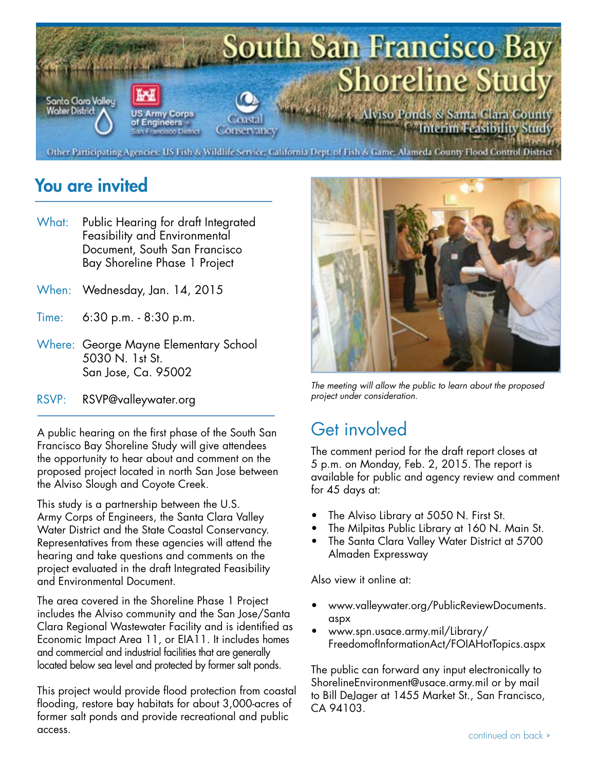# South San Francisco Bay Shoreline Study

Santa Clara Valley Water District | US Army Corps of Engineers – San Francisco District | Coastal Conservancy

Alviso Ponds & Santa Clara County Interim Feasibility Study

Other Participating Agencies: US Fish & Wildlife Service; California Dept. of Fish & Game; Alameda County Flood Control District

## You are invited

What: Public Hearing for draft Integrated Feasibility and Environmental Document, South San Francisco Bay Shoreline Phase 1 Project

When: Wednesday, Jan. 14, 2015

Time: 6:30 p.m. - 8:30 p.m.

Where: George Mayne Elementary School
5030 N. 1st St.
San Jose, Ca. 95002

RSVP: RSVP@valleywater.org

A public hearing on the first phase of the South San Francisco Bay Shoreline Study will give attendees the opportunity to hear about and comment on the proposed project located in north San Jose between the Alviso Slough and Coyote Creek.

This study is a partnership between the U.S. Army Corps of Engineers, the Santa Clara Valley Water District and the State Coastal Conservancy. Representatives from these agencies will attend the hearing and take questions and comments on the project evaluated in the draft Integrated Feasibility and Environmental Document.

The area covered in the Shoreline Phase 1 Project includes the Alviso community and the San Jose/Santa Clara Regional Wastewater Facility and is identified as Economic Impact Area 11, or EIA11. It includes homes and commercial and industrial facilities that are generally located below sea level and protected by former salt ponds.

This project would provide flood protection from coastal flooding, restore bay habitats for about 3,000-acres of former salt ponds and provide recreational and public access.

*The meeting will allow the public to learn about the proposed project under consideration.*

## Get involved

The comment period for the draft report closes at 5 p.m. on Monday, Feb. 2, 2015. The report is available for public and agency review and comment for 45 days at:

- The Alviso Library at 5050 N. First St.
- The Milpitas Public Library at 160 N. Main St.
- The Santa Clara Valley Water District at 5700 Almaden Expressway

Also view it online at:

- www.valleywater.org/PublicReviewDocuments.aspx
- www.spn.usace.army.mil/Library/FreedomofInformationAct/FOIAHotTopics.aspx

The public can forward any input electronically to ShorelineEnvironment@usace.army.mil or by mail to Bill DeJager at 1455 Market St., San Francisco, CA 94103.

continued on back »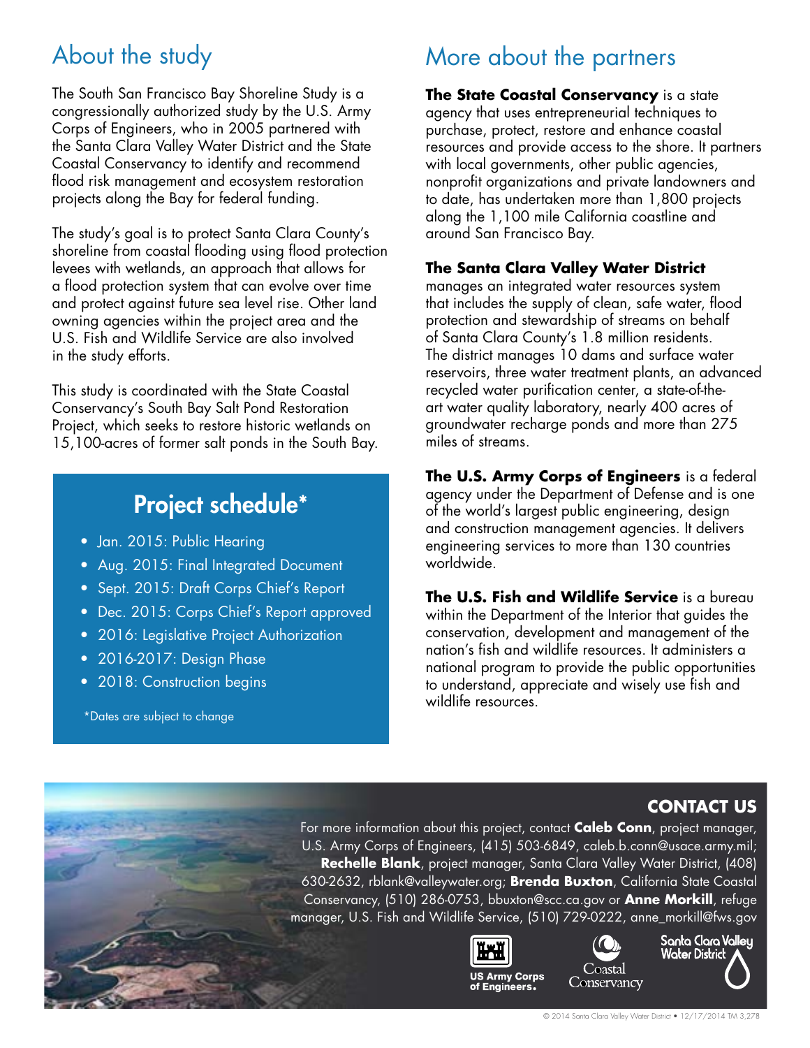## About the study

The South San Francisco Bay Shoreline Study is a congressionally authorized study by the U.S. Army Corps of Engineers, who in 2005 partnered with the Santa Clara Valley Water District and the State Coastal Conservancy to identify and recommend flood risk management and ecosystem restoration projects along the Bay for federal funding.

The study's goal is to protect Santa Clara County's shoreline from coastal flooding using flood protection levees with wetlands, an approach that allows for a flood protection system that can evolve over time and protect against future sea level rise. Other land owning agencies within the project area and the U.S. Fish and Wildlife Service are also involved in the study efforts.

This study is coordinated with the State Coastal Conservancy's South Bay Salt Pond Restoration Project, which seeks to restore historic wetlands on 15,100-acres of former salt ponds in the South Bay.

### Project schedule*

- Jan. 2015: Public Hearing
- Aug. 2015: Final Integrated Document
- Sept. 2015: Draft Corps Chief's Report
- Dec. 2015: Corps Chief's Report approved
- 2016: Legislative Project Authorization
- 2016-2017: Design Phase
- 2018: Construction begins

*Dates are subject to change

## More about the partners

**The State Coastal Conservancy** is a state agency that uses entrepreneurial techniques to purchase, protect, restore and enhance coastal resources and provide access to the shore. It partners with local governments, other public agencies, nonprofit organizations and private landowners and to date, has undertaken more than 1,800 projects along the 1,100 mile California coastline and around San Francisco Bay.

**The Santa Clara Valley Water District** manages an integrated water resources system that includes the supply of clean, safe water, flood protection and stewardship of streams on behalf of Santa Clara County's 1.8 million residents. The district manages 10 dams and surface water reservoirs, three water treatment plants, an advanced recycled water purification center, a state-of-the-art water quality laboratory, nearly 400 acres of groundwater recharge ponds and more than 275 miles of streams.

**The U.S. Army Corps of Engineers** is a federal agency under the Department of Defense and is one of the world's largest public engineering, design and construction management agencies. It delivers engineering services to more than 130 countries worldwide.

**The U.S. Fish and Wildlife Service** is a bureau within the Department of the Interior that guides the conservation, development and management of the nation's fish and wildlife resources. It administers a national program to provide the public opportunities to understand, appreciate and wisely use fish and wildlife resources.

## CONTACT US

For more information about this project, contact **Caleb Conn**, project manager, U.S. Army Corps of Engineers, (415) 503-6849, caleb.b.conn@usace.army.mil; **Rechelle Blank**, project manager, Santa Clara Valley Water District, (408) 630-2632, rblank@valleywater.org; **Brenda Buxton**, California State Coastal Conservancy, (510) 286-0753, bbuxton@scc.ca.gov or **Anne Morkill**, refuge manager, U.S. Fish and Wildlife Service, (510) 729-0222, anne_morkill@fws.gov

US Army Corps of Engineers. Coastal Conservancy. Santa Clara Valley Water District

© 2014 Santa Clara Valley Water District • 12/17/2014 TM 3,278